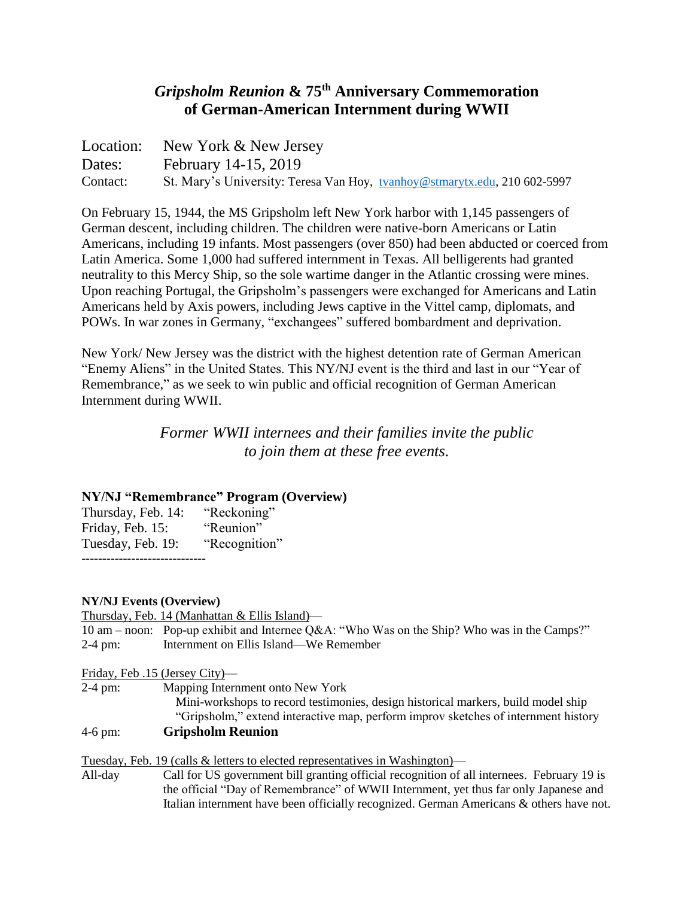# *Gripsholm Reunion* & 75th Anniversary Commemoration of German-American Internment during WWII

Location: New York & New Jersey
Dates: February 14-15, 2019
Contact: St. Mary's University: Teresa Van Hoy, tvanhoy@stmarytx.edu, 210 602-5997

On February 15, 1944, the MS Gripsholm left New York harbor with 1,145 passengers of German descent, including children. The children were native-born Americans or Latin Americans, including 19 infants. Most passengers (over 850) had been abducted or coerced from Latin America. Some 1,000 had suffered internment in Texas. All belligerents had granted neutrality to this Mercy Ship, so the sole wartime danger in the Atlantic crossing were mines. Upon reaching Portugal, the Gripsholm's passengers were exchanged for Americans and Latin Americans held by Axis powers, including Jews captive in the Vittel camp, diplomats, and POWs. In war zones in Germany, "exchangees" suffered bombardment and deprivation.

New York/ New Jersey was the district with the highest detention rate of German American "Enemy Aliens" in the United States. This NY/NJ event is the third and last in our "Year of Remembrance," as we seek to win public and official recognition of German American Internment during WWII.

*Former WWII internees and their families invite the public to join them at these free events.*

**NY/NJ "Remembrance" Program (Overview)**

Thursday, Feb. 14: "Reckoning"
Friday, Feb. 15: "Reunion"
Tuesday, Feb. 19: "Recognition"

------------------------------

**NY/NJ Events (Overview)**

Thursday, Feb. 14 (Manhattan & Ellis Island)—

10 am – noon: Pop-up exhibit and Internee Q&A: "Who Was on the Ship? Who was in the Camps?"
2-4 pm: Internment on Ellis Island—We Remember

Friday, Feb .15 (Jersey City)—

2-4 pm: Mapping Internment onto New York
Mini-workshops to record testimonies, design historical markers, build model ship "Gripsholm," extend interactive map, perform improv sketches of internment history
4-6 pm: **Gripsholm Reunion**

Tuesday, Feb. 19 (calls & letters to elected representatives in Washington)—

All-day: Call for US government bill granting official recognition of all internees. February 19 is the official "Day of Remembrance" of WWII Internment, yet thus far only Japanese and Italian internment have been officially recognized. German Americans & others have not.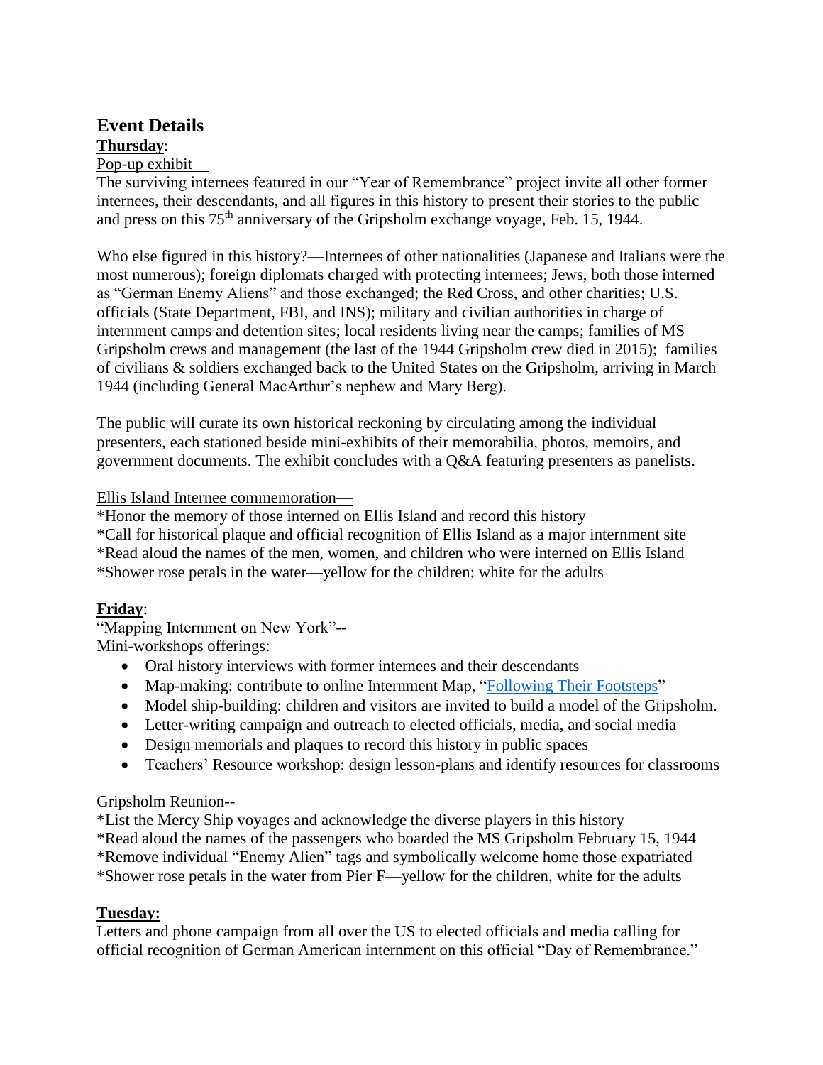## Event Details

**Thursday**:

Pop-up exhibit—

The surviving internees featured in our "Year of Remembrance" project invite all other former internees, their descendants, and all figures in this history to present their stories to the public and press on this 75th anniversary of the Gripsholm exchange voyage, Feb. 15, 1944.

Who else figured in this history?—Internees of other nationalities (Japanese and Italians were the most numerous); foreign diplomats charged with protecting internees; Jews, both those interned as "German Enemy Aliens" and those exchanged; the Red Cross, and other charities; U.S. officials (State Department, FBI, and INS); military and civilian authorities in charge of internment camps and detention sites; local residents living near the camps; families of MS Gripsholm crews and management (the last of the 1944 Gripsholm crew died in 2015); families of civilians & soldiers exchanged back to the United States on the Gripsholm, arriving in March 1944 (including General MacArthur's nephew and Mary Berg).

The public will curate its own historical reckoning by circulating among the individual presenters, each stationed beside mini-exhibits of their memorabilia, photos, memoirs, and government documents. The exhibit concludes with a Q&A featuring presenters as panelists.

Ellis Island Internee commemoration—

*Honor the memory of those interned on Ellis Island and record this history
*Call for historical plaque and official recognition of Ellis Island as a major internment site
*Read aloud the names of the men, women, and children who were interned on Ellis Island
*Shower rose petals in the water—yellow for the children; white for the adults

**Friday**:

"Mapping Internment on New York"--

Mini-workshops offerings:

- Oral history interviews with former internees and their descendants
- Map-making: contribute to online Internment Map, "Following Their Footsteps"
- Model ship-building: children and visitors are invited to build a model of the Gripsholm.
- Letter-writing campaign and outreach to elected officials, media, and social media
- Design memorials and plaques to record this history in public spaces
- Teachers' Resource workshop: design lesson-plans and identify resources for classrooms

Gripsholm Reunion--

*List the Mercy Ship voyages and acknowledge the diverse players in this history
*Read aloud the names of the passengers who boarded the MS Gripsholm February 15, 1944
*Remove individual "Enemy Alien" tags and symbolically welcome home those expatriated
*Shower rose petals in the water from Pier F—yellow for the children, white for the adults

**Tuesday:**

Letters and phone campaign from all over the US to elected officials and media calling for official recognition of German American internment on this official "Day of Remembrance."